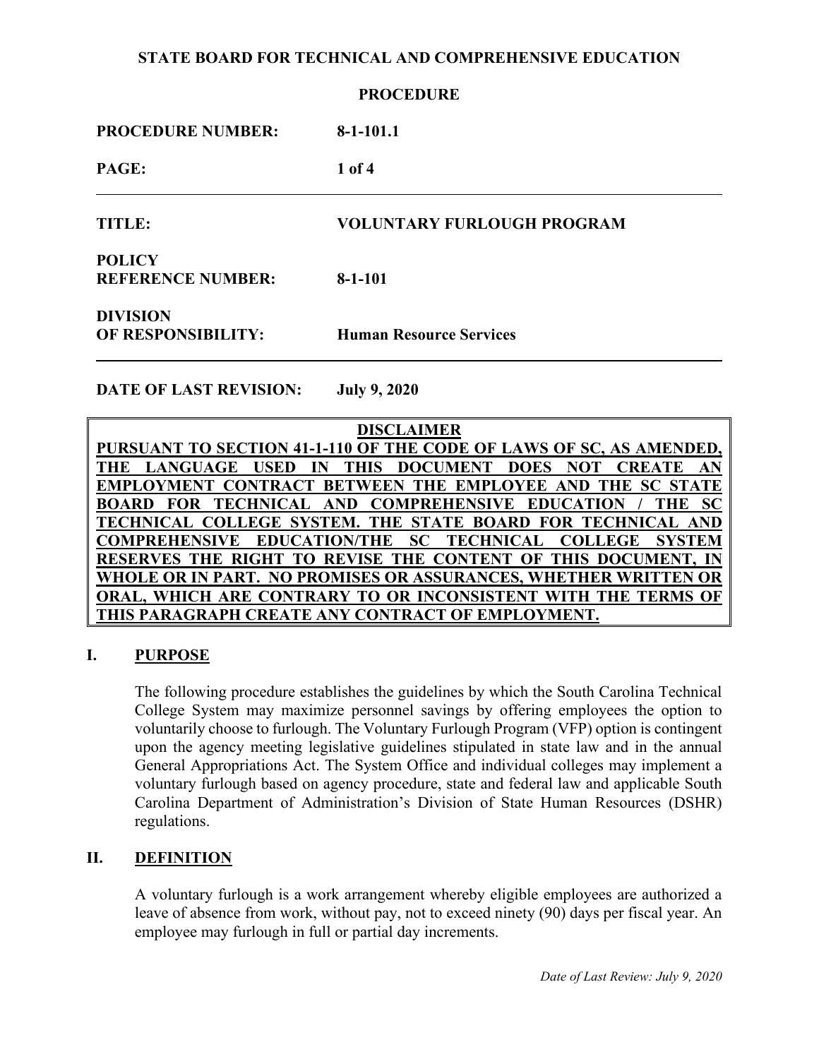**STATE BOARD FOR TECHNICAL AND COMPREHENSIVE EDUCATION**

**PROCEDURE**

| | |
|---|---|
| **PROCEDURE NUMBER:** | **8-1-101.1** |
| **TITLE:** | **VOLUNTARY FURLOUGH PROGRAM** |
| **POLICY REFERENCE NUMBER:** | **8-1-101** |
| **DIVISION OF RESPONSIBILITY:** | **Human Resource Services** |

**DATE OF LAST REVISION:** **July 9, 2020**

> **DISCLAIMER**
>
> **PURSUANT TO SECTION 41-1-110 OF THE CODE OF LAWS OF SC, AS AMENDED, THE LANGUAGE USED IN THIS DOCUMENT DOES NOT CREATE AN EMPLOYMENT CONTRACT BETWEEN THE EMPLOYEE AND THE SC STATE BOARD FOR TECHNICAL AND COMPREHENSIVE EDUCATION / THE SC TECHNICAL COLLEGE SYSTEM. THE STATE BOARD FOR TECHNICAL AND COMPREHENSIVE EDUCATION/THE SC TECHNICAL COLLEGE SYSTEM RESERVES THE RIGHT TO REVISE THE CONTENT OF THIS DOCUMENT, IN WHOLE OR IN PART. NO PROMISES OR ASSURANCES, WHETHER WRITTEN OR ORAL, WHICH ARE CONTRARY TO OR INCONSISTENT WITH THE TERMS OF THIS PARAGRAPH CREATE ANY CONTRACT OF EMPLOYMENT.**

## I. PURPOSE

The following procedure establishes the guidelines by which the South Carolina Technical College System may maximize personnel savings by offering employees the option to voluntarily choose to furlough. The Voluntary Furlough Program (VFP) option is contingent upon the agency meeting legislative guidelines stipulated in state law and in the annual General Appropriations Act. The System Office and individual colleges may implement a voluntary furlough based on agency procedure, state and federal law and applicable South Carolina Department of Administration's Division of State Human Resources (DSHR) regulations.

## II. DEFINITION

A voluntary furlough is a work arrangement whereby eligible employees are authorized a leave of absence from work, without pay, not to exceed ninety (90) days per fiscal year. An employee may furlough in full or partial day increments.

*Date of Last Review: July 9, 2020*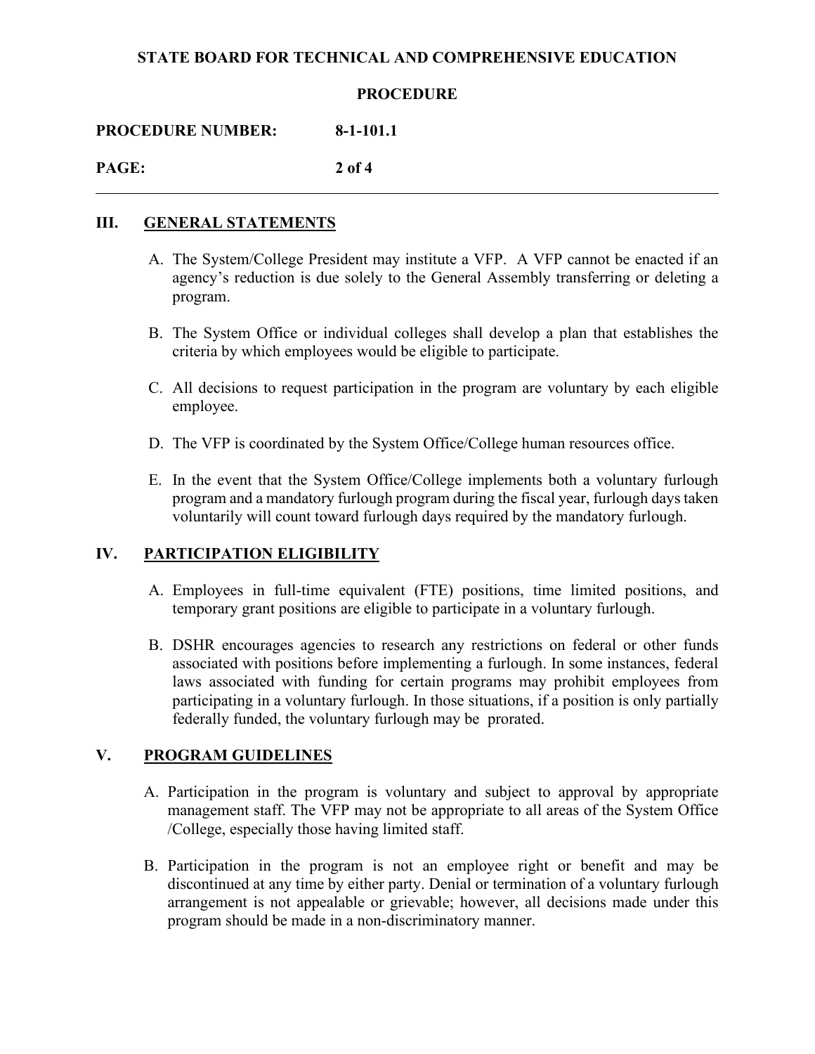## III. GENERAL STATEMENTS

A. The System/College President may institute a VFP. A VFP cannot be enacted if an agency's reduction is due solely to the General Assembly transferring or deleting a program.

B. The System Office or individual colleges shall develop a plan that establishes the criteria by which employees would be eligible to participate.

C. All decisions to request participation in the program are voluntary by each eligible employee.

D. The VFP is coordinated by the System Office/College human resources office.

E. In the event that the System Office/College implements both a voluntary furlough program and a mandatory furlough program during the fiscal year, furlough days taken voluntarily will count toward furlough days required by the mandatory furlough.

## IV. PARTICIPATION ELIGIBILITY

A. Employees in full-time equivalent (FTE) positions, time limited positions, and temporary grant positions are eligible to participate in a voluntary furlough.

B. DSHR encourages agencies to research any restrictions on federal or other funds associated with positions before implementing a furlough. In some instances, federal laws associated with funding for certain programs may prohibit employees from participating in a voluntary furlough. In those situations, if a position is only partially federally funded, the voluntary furlough may be prorated.

## V. PROGRAM GUIDELINES

A. Participation in the program is voluntary and subject to approval by appropriate management staff. The VFP may not be appropriate to all areas of the System Office /College, especially those having limited staff.

B. Participation in the program is not an employee right or benefit and may be discontinued at any time by either party. Denial or termination of a voluntary furlough arrangement is not appealable or grievable; however, all decisions made under this program should be made in a non-discriminatory manner.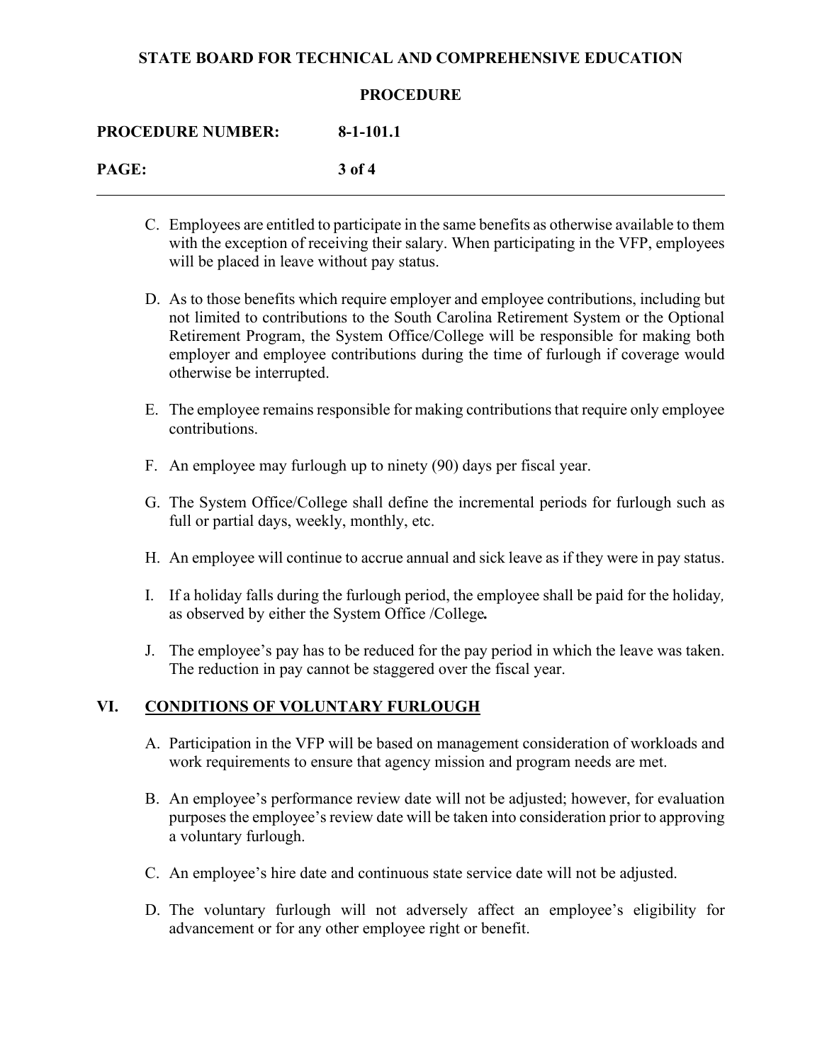C. Employees are entitled to participate in the same benefits as otherwise available to them with the exception of receiving their salary. When participating in the VFP, employees will be placed in leave without pay status.

D. As to those benefits which require employer and employee contributions, including but not limited to contributions to the South Carolina Retirement System or the Optional Retirement Program, the System Office/College will be responsible for making both employer and employee contributions during the time of furlough if coverage would otherwise be interrupted.

E. The employee remains responsible for making contributions that require only employee contributions.

F. An employee may furlough up to ninety (90) days per fiscal year.

G. The System Office/College shall define the incremental periods for furlough such as full or partial days, weekly, monthly, etc.

H. An employee will continue to accrue annual and sick leave as if they were in pay status.

I. If a holiday falls during the furlough period, the employee shall be paid for the holiday, as observed by either the System Office /College.

J. The employee's pay has to be reduced for the pay period in which the leave was taken. The reduction in pay cannot be staggered over the fiscal year.

## VI. CONDITIONS OF VOLUNTARY FURLOUGH

A. Participation in the VFP will be based on management consideration of workloads and work requirements to ensure that agency mission and program needs are met.

B. An employee's performance review date will not be adjusted; however, for evaluation purposes the employee's review date will be taken into consideration prior to approving a voluntary furlough.

C. An employee's hire date and continuous state service date will not be adjusted.

D. The voluntary furlough will not adversely affect an employee's eligibility for advancement or for any other employee right or benefit.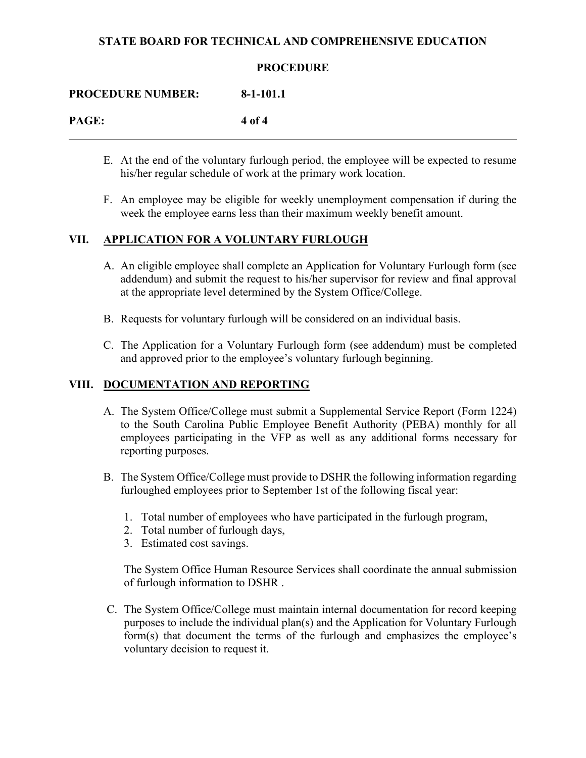E. At the end of the voluntary furlough period, the employee will be expected to resume his/her regular schedule of work at the primary work location.

F. An employee may be eligible for weekly unemployment compensation if during the week the employee earns less than their maximum weekly benefit amount.

## VII. APPLICATION FOR A VOLUNTARY FURLOUGH

A. An eligible employee shall complete an Application for Voluntary Furlough form (see addendum) and submit the request to his/her supervisor for review and final approval at the appropriate level determined by the System Office/College.

B. Requests for voluntary furlough will be considered on an individual basis.

C. The Application for a Voluntary Furlough form (see addendum) must be completed and approved prior to the employee's voluntary furlough beginning.

## VIII. DOCUMENTATION AND REPORTING

A. The System Office/College must submit a Supplemental Service Report (Form 1224) to the South Carolina Public Employee Benefit Authority (PEBA) monthly for all employees participating in the VFP as well as any additional forms necessary for reporting purposes.

B. The System Office/College must provide to DSHR the following information regarding furloughed employees prior to September 1st of the following fiscal year:

1. Total number of employees who have participated in the furlough program,
2. Total number of furlough days,
3. Estimated cost savings.

The System Office Human Resource Services shall coordinate the annual submission of furlough information to DSHR .

C. The System Office/College must maintain internal documentation for record keeping purposes to include the individual plan(s) and the Application for Voluntary Furlough form(s) that document the terms of the furlough and emphasizes the employee's voluntary decision to request it.